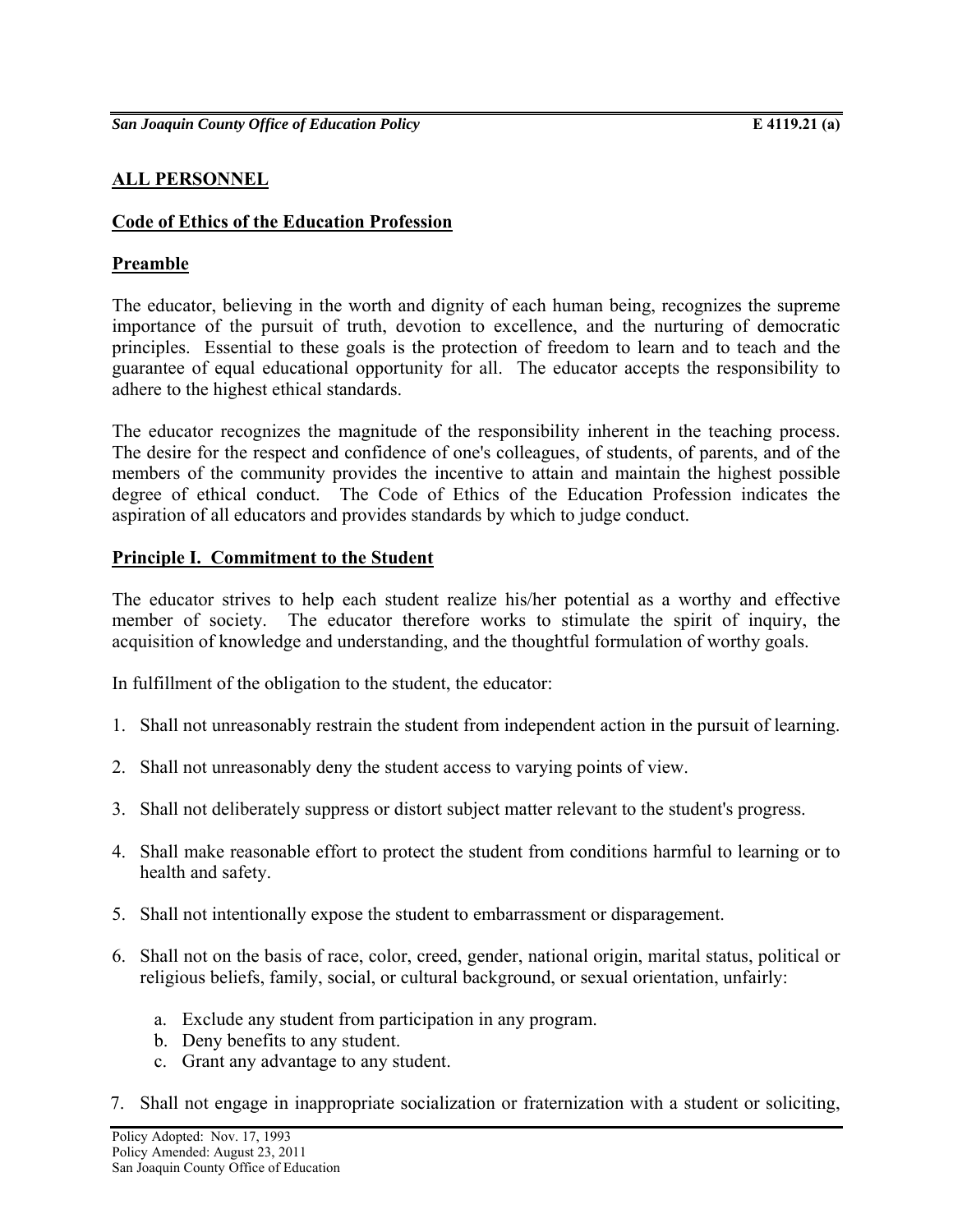## ALL PERSONNEL

## Code of Ethics of the Education Profession

### Preamble

The educator, believing in the worth and dignity of each human being, recognizes the supreme importance of the pursuit of truth, devotion to excellence, and the nurturing of democratic principles. Essential to these goals is the protection of freedom to learn and to teach and the guarantee of equal educational opportunity for all. The educator accepts the responsibility to adhere to the highest ethical standards.

The educator recognizes the magnitude of the responsibility inherent in the teaching process. The desire for the respect and confidence of one's colleagues, of students, of parents, and of the members of the community provides the incentive to attain and maintain the highest possible degree of ethical conduct. The Code of Ethics of the Education Profession indicates the aspiration of all educators and provides standards by which to judge conduct.

### Principle I. Commitment to the Student

The educator strives to help each student realize his/her potential as a worthy and effective member of society. The educator therefore works to stimulate the spirit of inquiry, the acquisition of knowledge and understanding, and the thoughtful formulation of worthy goals.

In fulfillment of the obligation to the student, the educator:

1. Shall not unreasonably restrain the student from independent action in the pursuit of learning.

2. Shall not unreasonably deny the student access to varying points of view.

3. Shall not deliberately suppress or distort subject matter relevant to the student's progress.

4. Shall make reasonable effort to protect the student from conditions harmful to learning or to health and safety.

5. Shall not intentionally expose the student to embarrassment or disparagement.

6. Shall not on the basis of race, color, creed, gender, national origin, marital status, political or religious beliefs, family, social, or cultural background, or sexual orientation, unfairly:

   a. Exclude any student from participation in any program.
   b. Deny benefits to any student.
   c. Grant any advantage to any student.

7. Shall not engage in inappropriate socialization or fraternization with a student or soliciting,

Policy Adopted: Nov. 17, 1993
Policy Amended: August 23, 2011
San Joaquin County Office of Education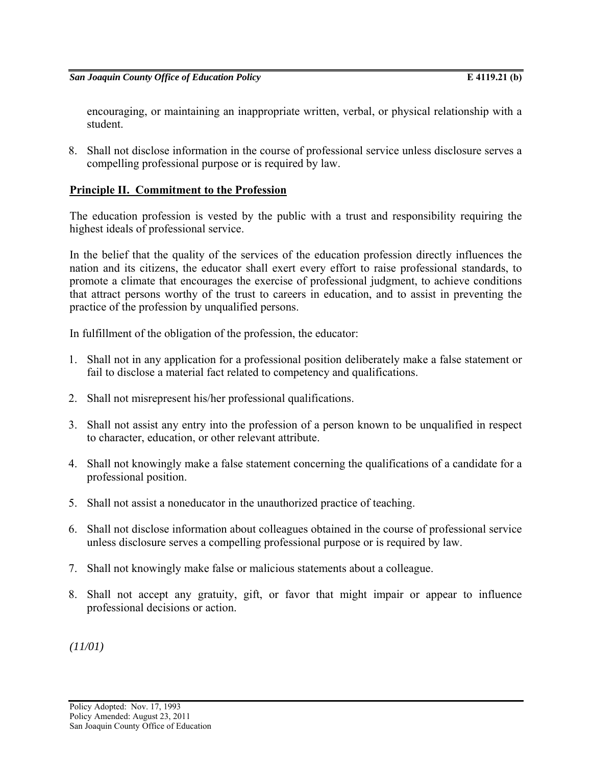encouraging, or maintaining an inappropriate written, verbal, or physical relationship with a student.

8. Shall not disclose information in the course of professional service unless disclosure serves a compelling professional purpose or is required by law.

**Principle II. Commitment to the Profession**

The education profession is vested by the public with a trust and responsibility requiring the highest ideals of professional service.

In the belief that the quality of the services of the education profession directly influences the nation and its citizens, the educator shall exert every effort to raise professional standards, to promote a climate that encourages the exercise of professional judgment, to achieve conditions that attract persons worthy of the trust to careers in education, and to assist in preventing the practice of the profession by unqualified persons.

In fulfillment of the obligation of the profession, the educator:

1. Shall not in any application for a professional position deliberately make a false statement or fail to disclose a material fact related to competency and qualifications.

2. Shall not misrepresent his/her professional qualifications.

3. Shall not assist any entry into the profession of a person known to be unqualified in respect to character, education, or other relevant attribute.

4. Shall not knowingly make a false statement concerning the qualifications of a candidate for a professional position.

5. Shall not assist a noneducator in the unauthorized practice of teaching.

6. Shall not disclose information about colleagues obtained in the course of professional service unless disclosure serves a compelling professional purpose or is required by law.

7. Shall not knowingly make false or malicious statements about a colleague.

8. Shall not accept any gratuity, gift, or favor that might impair or appear to influence professional decisions or action.

*(11/01)*

Policy Adopted: Nov. 17, 1993
Policy Amended: August 23, 2011
San Joaquin County Office of Education